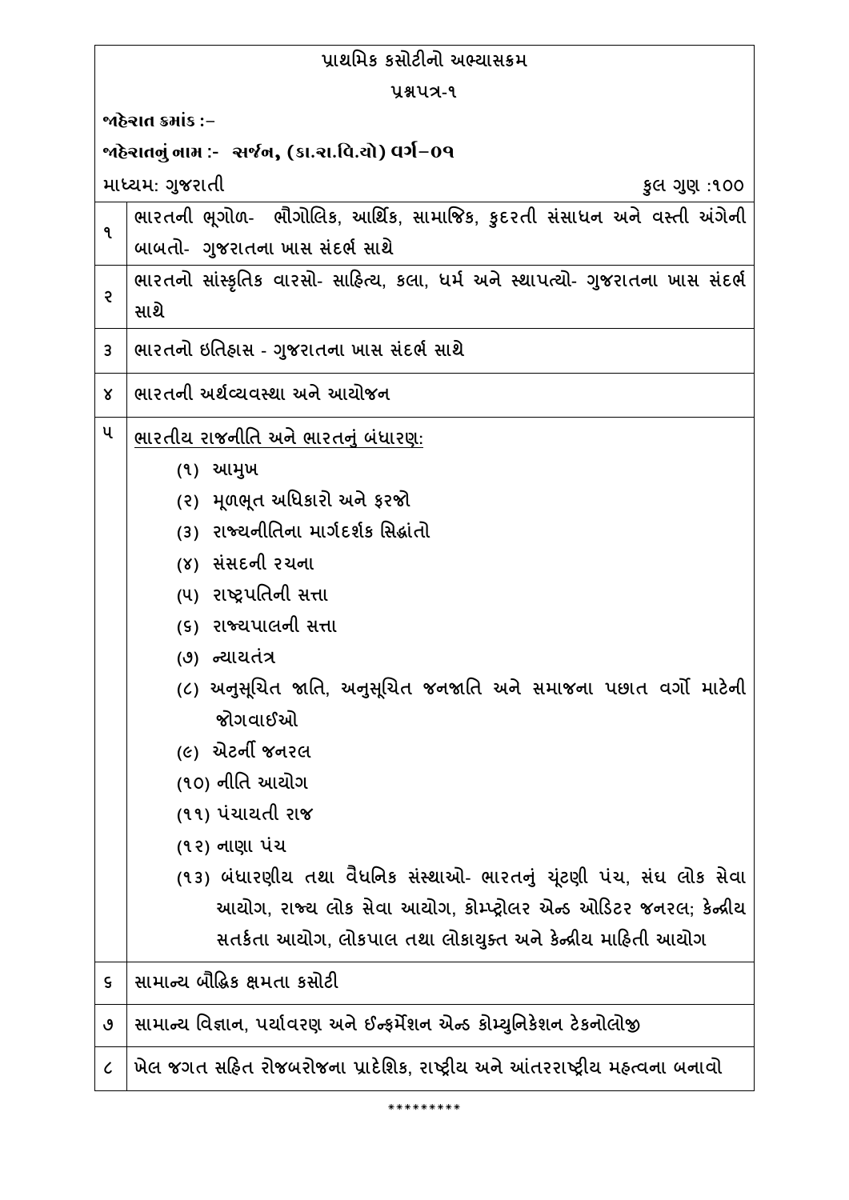# પ્રાથમિક કસોટીનો અભ્યાસક્રમ

## પ્રશ્નપત્ર-૧

**જાહેરાત ક્રમાંક :–**

**જાહેરાતનું નામ :- સર્જન, (કા.રા.વિ.યો) વર્ગ–૦૧**

માધ્યમ: ગુજરાતી — કુલ ગુણ :૧૦૦

| ક્રમ | વિષય |
|---|---|
| ૧ | ભારતની ભૂગોળ- ભૌગોલિક, આર્થિક, સામાજિક, કુદરતી સંસાધન અને વસ્તી અંગેની બાબતો- ગુજરાતના ખાસ સંદર્ભ સાથે |
| ૨ | ભારતનો સાંસ્કૃતિક વારસો- સાહિત્ય, કલા, ધર્મ અને સ્થાપત્યો- ગુજરાતના ખાસ સંદર્ભ સાથે |
| ૩ | ભારતનો ઇતિહાસ - ગુજરાતના ખાસ સંદર્ભ સાથે |
| ૪ | ભારતની અર્થવ્યવસ્થા અને આયોજન |
| ૫ | <u>ભારતીય રાજનીતિ અને ભારતનું બંધારણ:</u><br>(૧) આમુખ<br>(૨) મૂળભૂત અધિકારો અને ફરજો<br>(૩) રાજ્યનીતિના માર્ગદર્શક સિદ્ધાંતો<br>(૪) સંસદની રચના<br>(૫) રાષ્ટ્રપતિની સત્તા<br>(૬) રાજ્યપાલની સત્તા<br>(૭) ન્યાયતંત્ર<br>(૮) અનુસૂચિત જાતિ, અનુસૂચિત જનજાતિ અને સમાજના પછાત વર્ગો માટેની જોગવાઈઓ<br>(૯) એટર્ની જનરલ<br>(૧૦) નીતિ આયોગ<br>(૧૧) પંચાયતી રાજ<br>(૧૨) નાણા પંચ<br>(૧૩) બંધારણીય તથા વૈધનિક સંસ્થાઓ- ભારતનું ચૂંટણી પંચ, સંઘ લોક સેવા આયોગ, રાજ્ય લોક સેવા આયોગ, કોમ્પ્ટ્રોલર એન્ડ ઓડિટર જનરલ; કેન્દ્રીય સતર્કતા આયોગ, લોકપાલ તથા લોકાયુક્ત અને કેન્દ્રીય માહિતી આયોગ |
| ૬ | સામાન્ય બૌદ્ધિક ક્ષમતા કસોટી |
| ૭ | સામાન્ય વિજ્ઞાન, પર્યાવરણ અને ઈન્ફર્મેશન એન્ડ કોમ્યુનિકેશન ટેકનોલોજી |
| ૮ | ખેલ જગત સહિત રોજબરોજના પ્રાદેશિક, રાષ્ટ્રીય અને આંતરરાષ્ટ્રીય મહત્વના બનાવો |

*********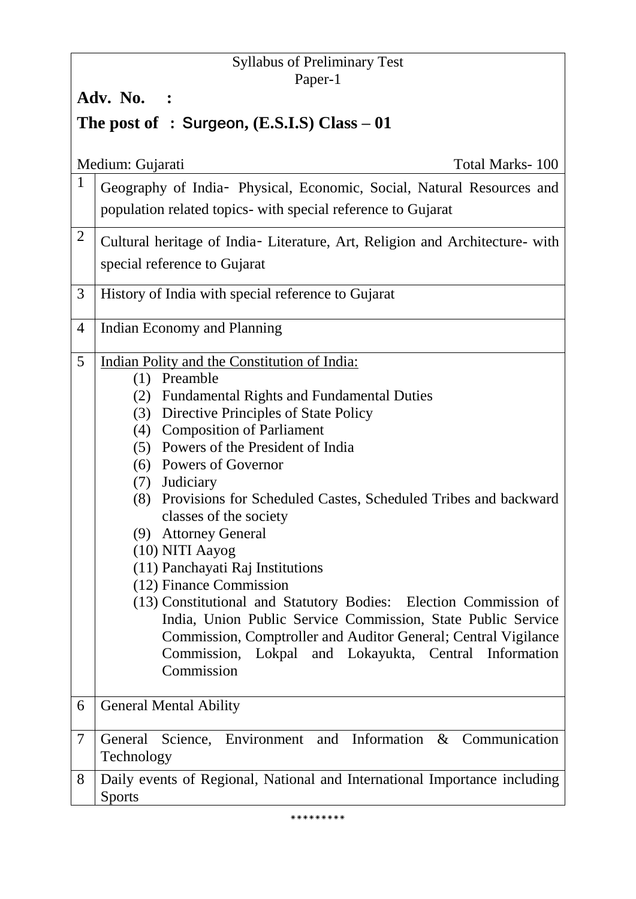Syllabus of Preliminary Test

Paper-1

**Adv. No. :**

**The post of : Surgeon, (E.S.I.S) Class – 01**

Medium: Gujarati

Total Marks- 100

| | |
|---|---|
| 1 | Geography of India- Physical, Economic, Social, Natural Resources and population related topics- with special reference to Gujarat |
| 2 | Cultural heritage of India- Literature, Art, Religion and Architecture- with special reference to Gujarat |
| 3 | History of India with special reference to Gujarat |
| 4 | Indian Economy and Planning |
| 5 | Indian Polity and the Constitution of India:<br>(1) Preamble<br>(2) Fundamental Rights and Fundamental Duties<br>(3) Directive Principles of State Policy<br>(4) Composition of Parliament<br>(5) Powers of the President of India<br>(6) Powers of Governor<br>(7) Judiciary<br>(8) Provisions for Scheduled Castes, Scheduled Tribes and backward classes of the society<br>(9) Attorney General<br>(10) NITI Aayog<br>(11) Panchayati Raj Institutions<br>(12) Finance Commission<br>(13) Constitutional and Statutory Bodies: Election Commission of India, Union Public Service Commission, State Public Service Commission, Comptroller and Auditor General; Central Vigilance Commission, Lokpal and Lokayukta, Central Information Commission |
| 6 | General Mental Ability |
| 7 | General Science, Environment and Information & Communication Technology |
| 8 | Daily events of Regional, National and International Importance including Sports |

*********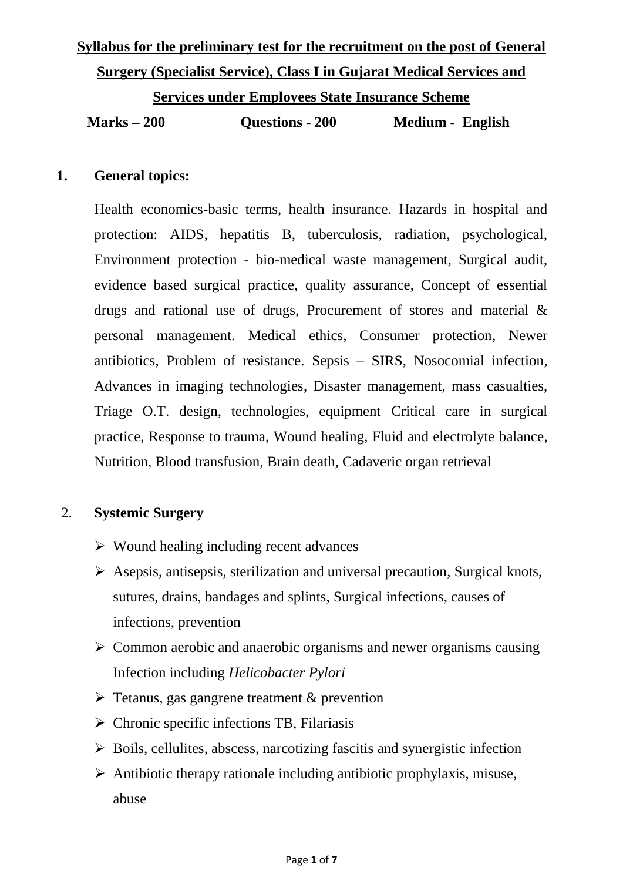**Syllabus for the preliminary test for the recruitment on the post of General Surgery (Specialist Service), Class I in Gujarat Medical Services and Services under Employees State Insurance Scheme**

**Marks – 200  Questions - 200  Medium - English**

## 1. General topics:

Health economics-basic terms, health insurance. Hazards in hospital and protection: AIDS, hepatitis B, tuberculosis, radiation, psychological, Environment protection - bio-medical waste management, Surgical audit, evidence based surgical practice, quality assurance, Concept of essential drugs and rational use of drugs, Procurement of stores and material & personal management. Medical ethics, Consumer protection, Newer antibiotics, Problem of resistance. Sepsis – SIRS, Nosocomial infection, Advances in imaging technologies, Disaster management, mass casualties, Triage O.T. design, technologies, equipment Critical care in surgical practice, Response to trauma, Wound healing, Fluid and electrolyte balance, Nutrition, Blood transfusion, Brain death, Cadaveric organ retrieval

## 2. Systemic Surgery

- Wound healing including recent advances
- Asepsis, antisepsis, sterilization and universal precaution, Surgical knots, sutures, drains, bandages and splints, Surgical infections, causes of infections, prevention
- Common aerobic and anaerobic organisms and newer organisms causing Infection including *Helicobacter Pylori*
- Tetanus, gas gangrene treatment & prevention
- Chronic specific infections TB, Filariasis
- Boils, cellulites, abscess, narcotizing fascitis and synergistic infection
- Antibiotic therapy rationale including antibiotic prophylaxis, misuse, abuse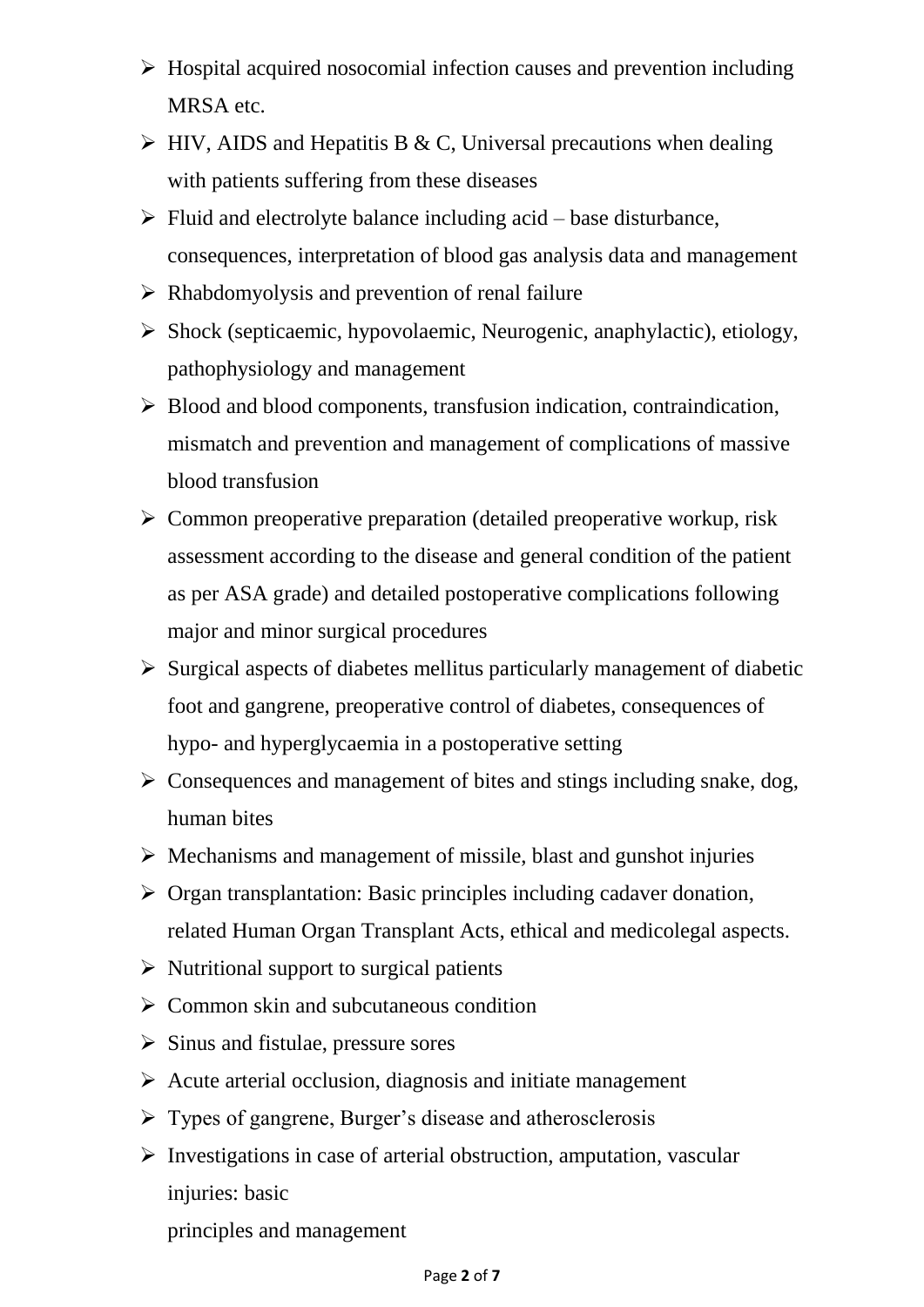- Hospital acquired nosocomial infection causes and prevention including MRSA etc.
- HIV, AIDS and Hepatitis B & C, Universal precautions when dealing with patients suffering from these diseases
- Fluid and electrolyte balance including acid – base disturbance, consequences, interpretation of blood gas analysis data and management
- Rhabdomyolysis and prevention of renal failure
- Shock (septicaemic, hypovolaemic, Neurogenic, anaphylactic), etiology, pathophysiology and management
- Blood and blood components, transfusion indication, contraindication, mismatch and prevention and management of complications of massive blood transfusion
- Common preoperative preparation (detailed preoperative workup, risk assessment according to the disease and general condition of the patient as per ASA grade) and detailed postoperative complications following major and minor surgical procedures
- Surgical aspects of diabetes mellitus particularly management of diabetic foot and gangrene, preoperative control of diabetes, consequences of hypo- and hyperglycaemia in a postoperative setting
- Consequences and management of bites and stings including snake, dog, human bites
- Mechanisms and management of missile, blast and gunshot injuries
- Organ transplantation: Basic principles including cadaver donation, related Human Organ Transplant Acts, ethical and medicolegal aspects.
- Nutritional support to surgical patients
- Common skin and subcutaneous condition
- Sinus and fistulae, pressure sores
- Acute arterial occlusion, diagnosis and initiate management
- Types of gangrene, Burger's disease and atherosclerosis
- Investigations in case of arterial obstruction, amputation, vascular injuries: basic
  principles and management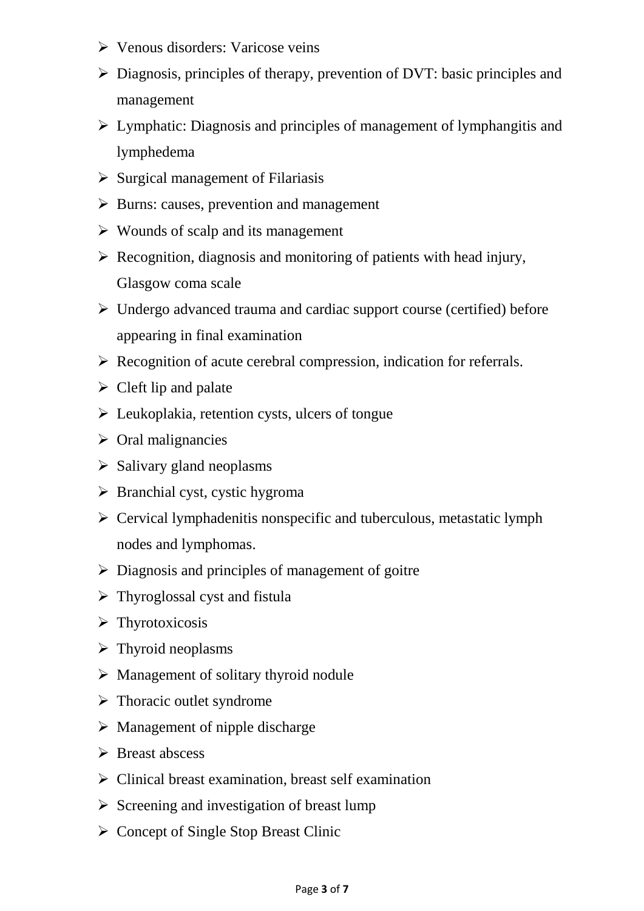- Venous disorders: Varicose veins
- Diagnosis, principles of therapy, prevention of DVT: basic principles and management
- Lymphatic: Diagnosis and principles of management of lymphangitis and lymphedema
- Surgical management of Filariasis
- Burns: causes, prevention and management
- Wounds of scalp and its management
- Recognition, diagnosis and monitoring of patients with head injury, Glasgow coma scale
- Undergo advanced trauma and cardiac support course (certified) before appearing in final examination
- Recognition of acute cerebral compression, indication for referrals.
- Cleft lip and palate
- Leukoplakia, retention cysts, ulcers of tongue
- Oral malignancies
- Salivary gland neoplasms
- Branchial cyst, cystic hygroma
- Cervical lymphadenitis nonspecific and tuberculous, metastatic lymph nodes and lymphomas.
- Diagnosis and principles of management of goitre
- Thyroglossal cyst and fistula
- Thyrotoxicosis
- Thyroid neoplasms
- Management of solitary thyroid nodule
- Thoracic outlet syndrome
- Management of nipple discharge
- Breast abscess
- Clinical breast examination, breast self examination
- Screening and investigation of breast lump
- Concept of Single Stop Breast Clinic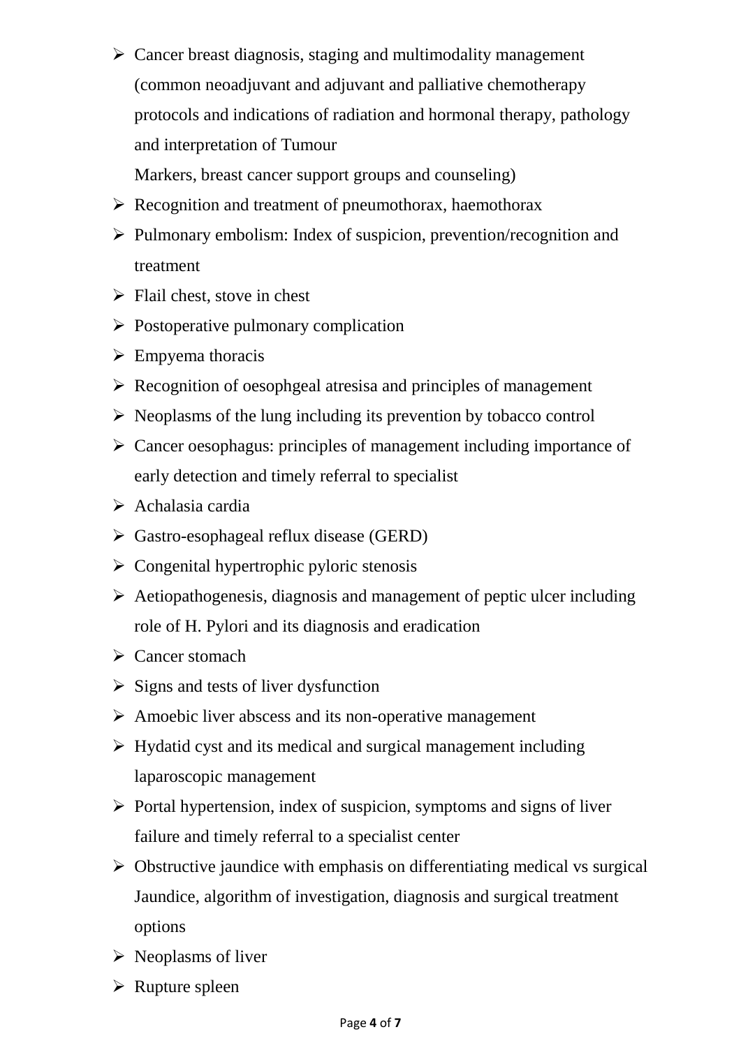- Cancer breast diagnosis, staging and multimodality management (common neoadjuvant and adjuvant and palliative chemotherapy protocols and indications of radiation and hormonal therapy, pathology and interpretation of Tumour
  Markers, breast cancer support groups and counseling)
- Recognition and treatment of pneumothorax, haemothorax
- Pulmonary embolism: Index of suspicion, prevention/recognition and treatment
- Flail chest, stove in chest
- Postoperative pulmonary complication
- Empyema thoracis
- Recognition of oesophgeal atresisa and principles of management
- Neoplasms of the lung including its prevention by tobacco control
- Cancer oesophagus: principles of management including importance of early detection and timely referral to specialist
- Achalasia cardia
- Gastro-esophageal reflux disease (GERD)
- Congenital hypertrophic pyloric stenosis
- Aetiopathogenesis, diagnosis and management of peptic ulcer including role of H. Pylori and its diagnosis and eradication
- Cancer stomach
- Signs and tests of liver dysfunction
- Amoebic liver abscess and its non-operative management
- Hydatid cyst and its medical and surgical management including laparoscopic management
- Portal hypertension, index of suspicion, symptoms and signs of liver failure and timely referral to a specialist center
- Obstructive jaundice with emphasis on differentiating medical vs surgical Jaundice, algorithm of investigation, diagnosis and surgical treatment options
- Neoplasms of liver
- Rupture spleen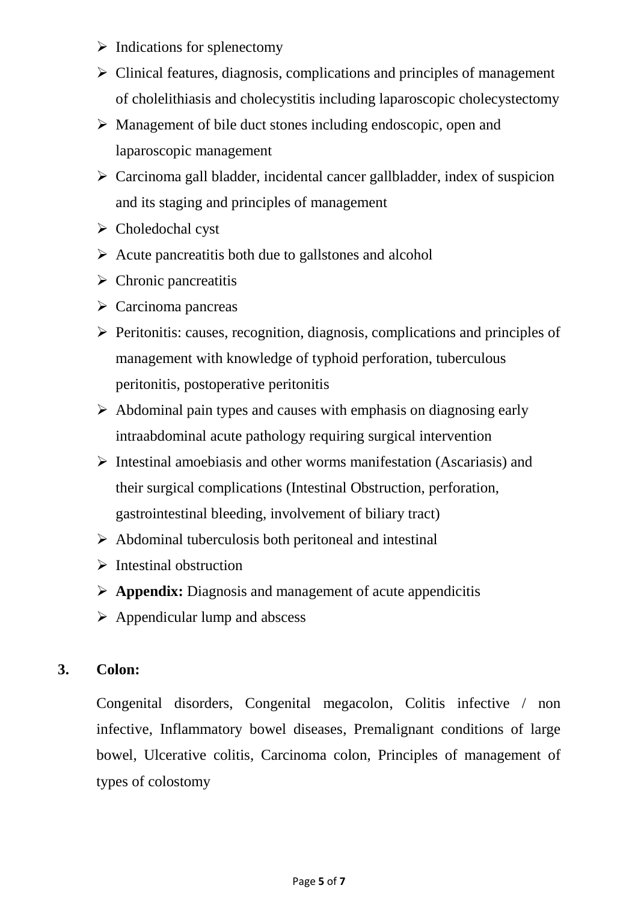- Indications for splenectomy
- Clinical features, diagnosis, complications and principles of management of cholelithiasis and cholecystitis including laparoscopic cholecystectomy
- Management of bile duct stones including endoscopic, open and laparoscopic management
- Carcinoma gall bladder, incidental cancer gallbladder, index of suspicion and its staging and principles of management
- Choledochal cyst
- Acute pancreatitis both due to gallstones and alcohol
- Chronic pancreatitis
- Carcinoma pancreas
- Peritonitis: causes, recognition, diagnosis, complications and principles of management with knowledge of typhoid perforation, tuberculous peritonitis, postoperative peritonitis
- Abdominal pain types and causes with emphasis on diagnosing early intraabdominal acute pathology requiring surgical intervention
- Intestinal amoebiasis and other worms manifestation (Ascariasis) and their surgical complications (Intestinal Obstruction, perforation, gastrointestinal bleeding, involvement of biliary tract)
- Abdominal tuberculosis both peritoneal and intestinal
- Intestinal obstruction
- **Appendix:** Diagnosis and management of acute appendicitis
- Appendicular lump and abscess

**3. Colon:**

Congenital disorders, Congenital megacolon, Colitis infective / non infective, Inflammatory bowel diseases, Premalignant conditions of large bowel, Ulcerative colitis, Carcinoma colon, Principles of management of types of colostomy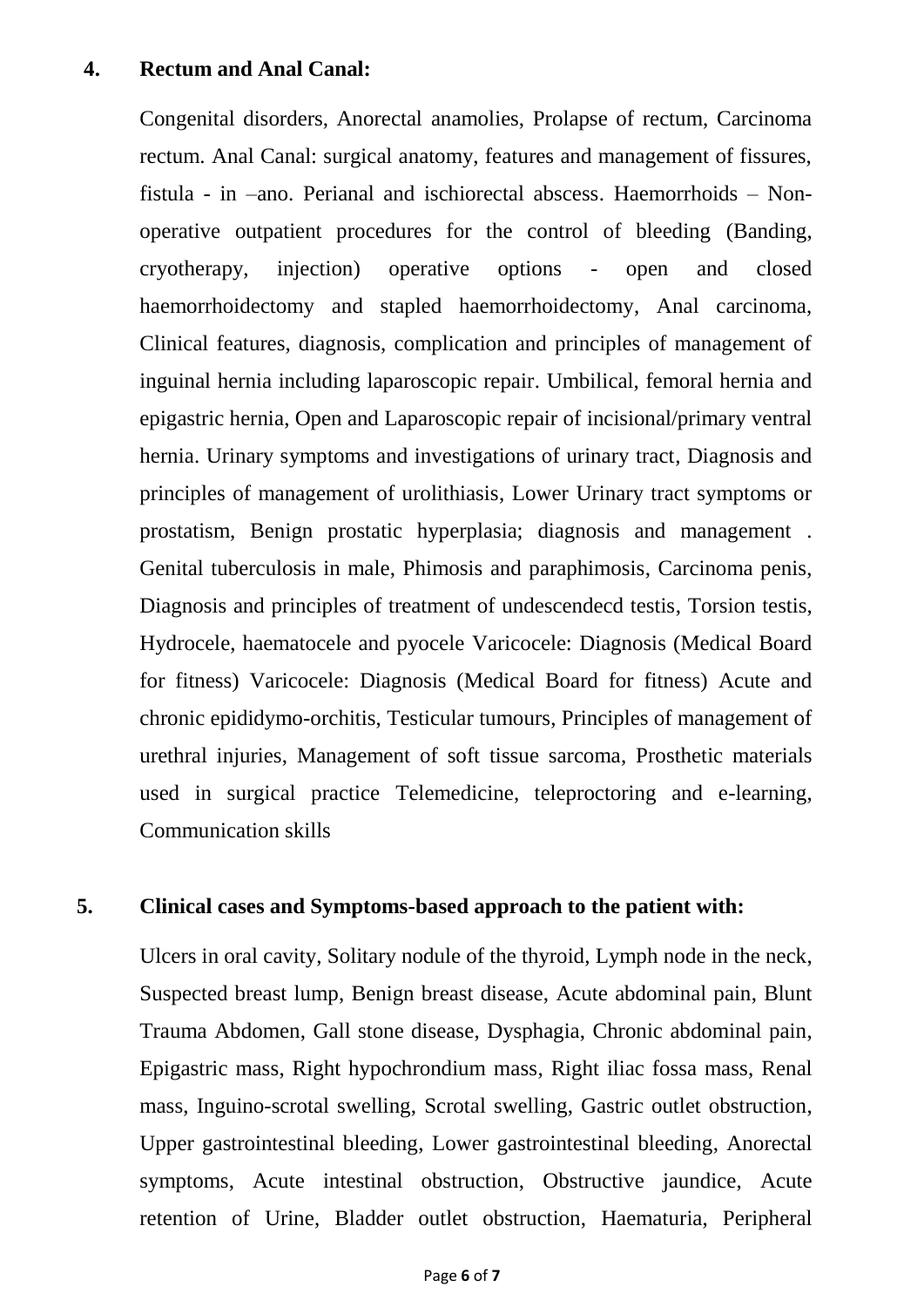## 4. Rectum and Anal Canal:

Congenital disorders, Anorectal anamolies, Prolapse of rectum, Carcinoma rectum. Anal Canal: surgical anatomy, features and management of fissures, fistula - in –ano. Perianal and ischiorectal abscess. Haemorrhoids – Non-operative outpatient procedures for the control of bleeding (Banding, cryotherapy, injection) operative options - open and closed haemorrhoidectomy and stapled haemorrhoidectomy, Anal carcinoma, Clinical features, diagnosis, complication and principles of management of inguinal hernia including laparoscopic repair. Umbilical, femoral hernia and epigastric hernia, Open and Laparoscopic repair of incisional/primary ventral hernia. Urinary symptoms and investigations of urinary tract, Diagnosis and principles of management of urolithiasis, Lower Urinary tract symptoms or prostatism, Benign prostatic hyperplasia; diagnosis and management . Genital tuberculosis in male, Phimosis and paraphimosis, Carcinoma penis, Diagnosis and principles of treatment of undescendecd testis, Torsion testis, Hydrocele, haematocele and pyocele Varicocele: Diagnosis (Medical Board for fitness) Varicocele: Diagnosis (Medical Board for fitness) Acute and chronic epididymo-orchitis, Testicular tumours, Principles of management of urethral injuries, Management of soft tissue sarcoma, Prosthetic materials used in surgical practice Telemedicine, teleproctoring and e-learning, Communication skills

## 5. Clinical cases and Symptoms-based approach to the patient with:

Ulcers in oral cavity, Solitary nodule of the thyroid, Lymph node in the neck, Suspected breast lump, Benign breast disease, Acute abdominal pain, Blunt Trauma Abdomen, Gall stone disease, Dysphagia, Chronic abdominal pain, Epigastric mass, Right hypochrondium mass, Right iliac fossa mass, Renal mass, Inguino-scrotal swelling, Scrotal swelling, Gastric outlet obstruction, Upper gastrointestinal bleeding, Lower gastrointestinal bleeding, Anorectal symptoms, Acute intestinal obstruction, Obstructive jaundice, Acute retention of Urine, Bladder outlet obstruction, Haematuria, Peripheral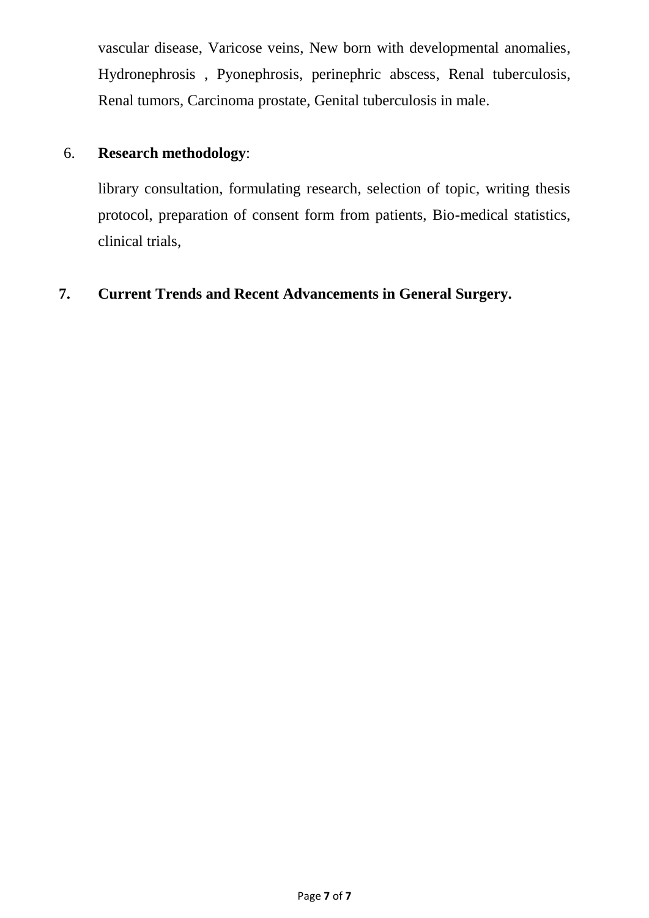vascular disease, Varicose veins, New born with developmental anomalies, Hydronephrosis , Pyonephrosis, perinephric abscess, Renal tuberculosis, Renal tumors, Carcinoma prostate, Genital tuberculosis in male.

6. **Research methodology**:

   library consultation, formulating research, selection of topic, writing thesis protocol, preparation of consent form from patients, Bio-medical statistics, clinical trials,

7. **Current Trends and Recent Advancements in General Surgery.**